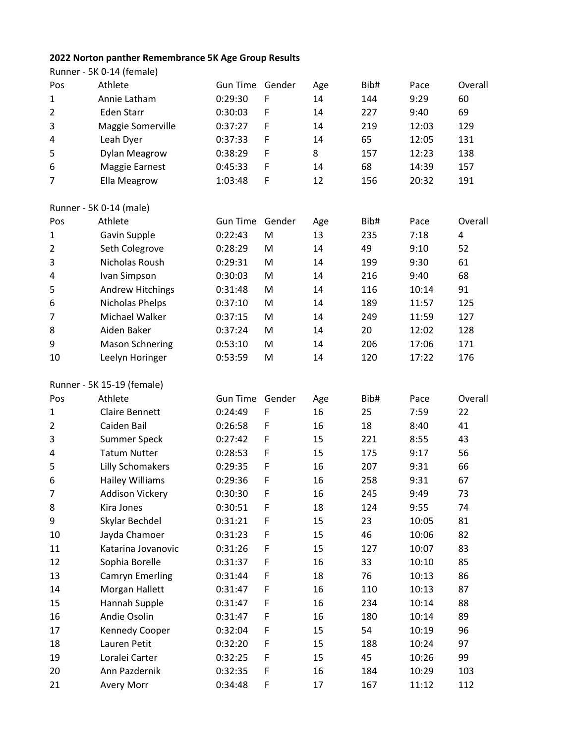**2022 Norton panther Remembrance 5K Age Group Results**

Runner - 5K 0-14 (female)

| Pos | Athlete | Gun Time | Gender | Age | Bib# | Pace | Overall |
|---|---|---|---|---|---|---|---|
| 1 | Annie Latham | 0:29:30 | F | 14 | 144 | 9:29 | 60 |
| 2 | Eden Starr | 0:30:03 | F | 14 | 227 | 9:40 | 69 |
| 3 | Maggie Somerville | 0:37:27 | F | 14 | 219 | 12:03 | 129 |
| 4 | Leah Dyer | 0:37:33 | F | 14 | 65 | 12:05 | 131 |
| 5 | Dylan Meagrow | 0:38:29 | F | 8 | 157 | 12:23 | 138 |
| 6 | Maggie Earnest | 0:45:33 | F | 14 | 68 | 14:39 | 157 |
| 7 | Ella Meagrow | 1:03:48 | F | 12 | 156 | 20:32 | 191 |

Runner - 5K 0-14 (male)

| Pos | Athlete | Gun Time | Gender | Age | Bib# | Pace | Overall |
|---|---|---|---|---|---|---|---|
| 1 | Gavin Supple | 0:22:43 | M | 13 | 235 | 7:18 | 4 |
| 2 | Seth Colegrove | 0:28:29 | M | 14 | 49 | 9:10 | 52 |
| 3 | Nicholas Roush | 0:29:31 | M | 14 | 199 | 9:30 | 61 |
| 4 | Ivan Simpson | 0:30:03 | M | 14 | 216 | 9:40 | 68 |
| 5 | Andrew Hitchings | 0:31:48 | M | 14 | 116 | 10:14 | 91 |
| 6 | Nicholas Phelps | 0:37:10 | M | 14 | 189 | 11:57 | 125 |
| 7 | Michael Walker | 0:37:15 | M | 14 | 249 | 11:59 | 127 |
| 8 | Aiden Baker | 0:37:24 | M | 14 | 20 | 12:02 | 128 |
| 9 | Mason Schnering | 0:53:10 | M | 14 | 206 | 17:06 | 171 |
| 10 | Leelyn Horinger | 0:53:59 | M | 14 | 120 | 17:22 | 176 |

Runner - 5K 15-19 (female)

| Pos | Athlete | Gun Time | Gender | Age | Bib# | Pace | Overall |
|---|---|---|---|---|---|---|---|
| 1 | Claire Bennett | 0:24:49 | F | 16 | 25 | 7:59 | 22 |
| 2 | Caiden Bail | 0:26:58 | F | 16 | 18 | 8:40 | 41 |
| 3 | Summer Speck | 0:27:42 | F | 15 | 221 | 8:55 | 43 |
| 4 | Tatum Nutter | 0:28:53 | F | 15 | 175 | 9:17 | 56 |
| 5 | Lilly Schomakers | 0:29:35 | F | 16 | 207 | 9:31 | 66 |
| 6 | Hailey Williams | 0:29:36 | F | 16 | 258 | 9:31 | 67 |
| 7 | Addison Vickery | 0:30:30 | F | 16 | 245 | 9:49 | 73 |
| 8 | Kira Jones | 0:30:51 | F | 18 | 124 | 9:55 | 74 |
| 9 | Skylar Bechdel | 0:31:21 | F | 15 | 23 | 10:05 | 81 |
| 10 | Jayda Chamoer | 0:31:23 | F | 15 | 46 | 10:06 | 82 |
| 11 | Katarina Jovanovic | 0:31:26 | F | 15 | 127 | 10:07 | 83 |
| 12 | Sophia Borelle | 0:31:37 | F | 16 | 33 | 10:10 | 85 |
| 13 | Camryn Emerling | 0:31:44 | F | 18 | 76 | 10:13 | 86 |
| 14 | Morgan Hallett | 0:31:47 | F | 16 | 110 | 10:13 | 87 |
| 15 | Hannah Supple | 0:31:47 | F | 16 | 234 | 10:14 | 88 |
| 16 | Andie Osolin | 0:31:47 | F | 16 | 180 | 10:14 | 89 |
| 17 | Kennedy Cooper | 0:32:04 | F | 15 | 54 | 10:19 | 96 |
| 18 | Lauren Petit | 0:32:20 | F | 15 | 188 | 10:24 | 97 |
| 19 | Loralei Carter | 0:32:25 | F | 15 | 45 | 10:26 | 99 |
| 20 | Ann Pazdernik | 0:32:35 | F | 16 | 184 | 10:29 | 103 |
| 21 | Avery Morr | 0:34:48 | F | 17 | 167 | 11:12 | 112 |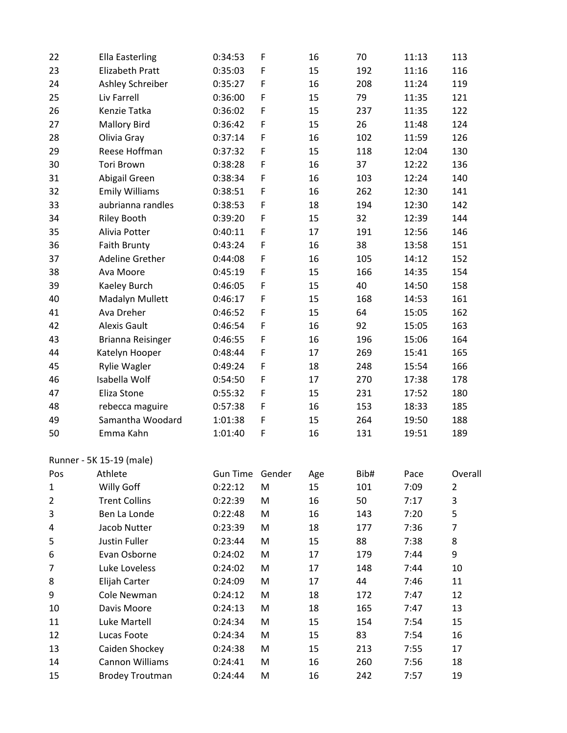| | | | | | | | |
|---|---|---|---|---|---|---|---|
| 22 | Ella Easterling | 0:34:53 | F | 16 | 70 | 11:13 | 113 |
| 23 | Elizabeth Pratt | 0:35:03 | F | 15 | 192 | 11:16 | 116 |
| 24 | Ashley Schreiber | 0:35:27 | F | 16 | 208 | 11:24 | 119 |
| 25 | Liv Farrell | 0:36:00 | F | 15 | 79 | 11:35 | 121 |
| 26 | Kenzie Tatka | 0:36:02 | F | 15 | 237 | 11:35 | 122 |
| 27 | Mallory Bird | 0:36:42 | F | 15 | 26 | 11:48 | 124 |
| 28 | Olivia Gray | 0:37:14 | F | 16 | 102 | 11:59 | 126 |
| 29 | Reese Hoffman | 0:37:32 | F | 15 | 118 | 12:04 | 130 |
| 30 | Tori Brown | 0:38:28 | F | 16 | 37 | 12:22 | 136 |
| 31 | Abigail Green | 0:38:34 | F | 16 | 103 | 12:24 | 140 |
| 32 | Emily Williams | 0:38:51 | F | 16 | 262 | 12:30 | 141 |
| 33 | aubrianna randles | 0:38:53 | F | 18 | 194 | 12:30 | 142 |
| 34 | Riley Booth | 0:39:20 | F | 15 | 32 | 12:39 | 144 |
| 35 | Alivia Potter | 0:40:11 | F | 17 | 191 | 12:56 | 146 |
| 36 | Faith Brunty | 0:43:24 | F | 16 | 38 | 13:58 | 151 |
| 37 | Adeline Grether | 0:44:08 | F | 16 | 105 | 14:12 | 152 |
| 38 | Ava Moore | 0:45:19 | F | 15 | 166 | 14:35 | 154 |
| 39 | Kaeley Burch | 0:46:05 | F | 15 | 40 | 14:50 | 158 |
| 40 | Madalyn Mullett | 0:46:17 | F | 15 | 168 | 14:53 | 161 |
| 41 | Ava Dreher | 0:46:52 | F | 15 | 64 | 15:05 | 162 |
| 42 | Alexis Gault | 0:46:54 | F | 16 | 92 | 15:05 | 163 |
| 43 | Brianna Reisinger | 0:46:55 | F | 16 | 196 | 15:06 | 164 |
| 44 | Katelyn Hooper | 0:48:44 | F | 17 | 269 | 15:41 | 165 |
| 45 | Rylie Wagler | 0:49:24 | F | 18 | 248 | 15:54 | 166 |
| 46 | Isabella Wolf | 0:54:50 | F | 17 | 270 | 17:38 | 178 |
| 47 | Eliza Stone | 0:55:32 | F | 15 | 231 | 17:52 | 180 |
| 48 | rebecca maguire | 0:57:38 | F | 16 | 153 | 18:33 | 185 |
| 49 | Samantha Woodard | 1:01:38 | F | 15 | 264 | 19:50 | 188 |
| 50 | Emma Kahn | 1:01:40 | F | 16 | 131 | 19:51 | 189 |

Runner - 5K 15-19 (male)

| Pos | Athlete | Gun Time | Gender | Age | Bib# | Pace | Overall |
|---|---|---|---|---|---|---|---|
| 1 | Willy Goff | 0:22:12 | M | 15 | 101 | 7:09 | 2 |
| 2 | Trent Collins | 0:22:39 | M | 16 | 50 | 7:17 | 3 |
| 3 | Ben La Londe | 0:22:48 | M | 16 | 143 | 7:20 | 5 |
| 4 | Jacob Nutter | 0:23:39 | M | 18 | 177 | 7:36 | 7 |
| 5 | Justin Fuller | 0:23:44 | M | 15 | 88 | 7:38 | 8 |
| 6 | Evan Osborne | 0:24:02 | M | 17 | 179 | 7:44 | 9 |
| 7 | Luke Loveless | 0:24:02 | M | 17 | 148 | 7:44 | 10 |
| 8 | Elijah Carter | 0:24:09 | M | 17 | 44 | 7:46 | 11 |
| 9 | Cole Newman | 0:24:12 | M | 18 | 172 | 7:47 | 12 |
| 10 | Davis Moore | 0:24:13 | M | 18 | 165 | 7:47 | 13 |
| 11 | Luke Martell | 0:24:34 | M | 15 | 154 | 7:54 | 15 |
| 12 | Lucas Foote | 0:24:34 | M | 15 | 83 | 7:54 | 16 |
| 13 | Caiden Shockey | 0:24:38 | M | 15 | 213 | 7:55 | 17 |
| 14 | Cannon Williams | 0:24:41 | M | 16 | 260 | 7:56 | 18 |
| 15 | Brodey Troutman | 0:24:44 | M | 16 | 242 | 7:57 | 19 |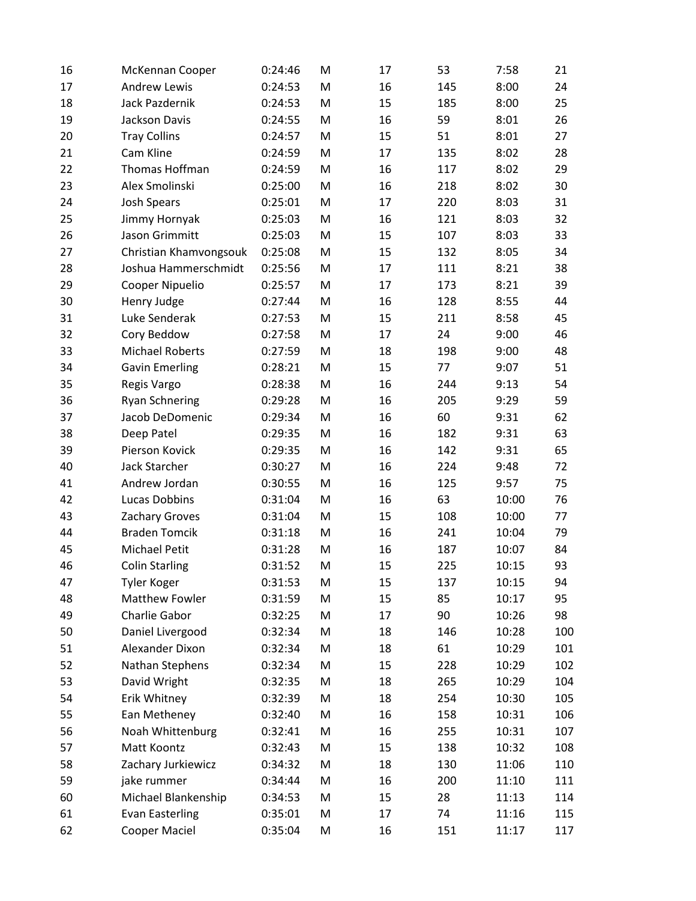| | | | | | | | |
|---|---|---|---|---|---|---|---|
| 16 | McKennan Cooper | 0:24:46 | M | 17 | 53 | 7:58 | 21 |
| 17 | Andrew Lewis | 0:24:53 | M | 16 | 145 | 8:00 | 24 |
| 18 | Jack Pazdernik | 0:24:53 | M | 15 | 185 | 8:00 | 25 |
| 19 | Jackson Davis | 0:24:55 | M | 16 | 59 | 8:01 | 26 |
| 20 | Tray Collins | 0:24:57 | M | 15 | 51 | 8:01 | 27 |
| 21 | Cam Kline | 0:24:59 | M | 17 | 135 | 8:02 | 28 |
| 22 | Thomas Hoffman | 0:24:59 | M | 16 | 117 | 8:02 | 29 |
| 23 | Alex Smolinski | 0:25:00 | M | 16 | 218 | 8:02 | 30 |
| 24 | Josh Spears | 0:25:01 | M | 17 | 220 | 8:03 | 31 |
| 25 | Jimmy Hornyak | 0:25:03 | M | 16 | 121 | 8:03 | 32 |
| 26 | Jason Grimmitt | 0:25:03 | M | 15 | 107 | 8:03 | 33 |
| 27 | Christian Khamvongsouk | 0:25:08 | M | 15 | 132 | 8:05 | 34 |
| 28 | Joshua Hammerschmidt | 0:25:56 | M | 17 | 111 | 8:21 | 38 |
| 29 | Cooper Nipuelio | 0:25:57 | M | 17 | 173 | 8:21 | 39 |
| 30 | Henry Judge | 0:27:44 | M | 16 | 128 | 8:55 | 44 |
| 31 | Luke Senderak | 0:27:53 | M | 15 | 211 | 8:58 | 45 |
| 32 | Cory Beddow | 0:27:58 | M | 17 | 24 | 9:00 | 46 |
| 33 | Michael Roberts | 0:27:59 | M | 18 | 198 | 9:00 | 48 |
| 34 | Gavin Emerling | 0:28:21 | M | 15 | 77 | 9:07 | 51 |
| 35 | Regis Vargo | 0:28:38 | M | 16 | 244 | 9:13 | 54 |
| 36 | Ryan Schnering | 0:29:28 | M | 16 | 205 | 9:29 | 59 |
| 37 | Jacob DeDomenic | 0:29:34 | M | 16 | 60 | 9:31 | 62 |
| 38 | Deep Patel | 0:29:35 | M | 16 | 182 | 9:31 | 63 |
| 39 | Pierson Kovick | 0:29:35 | M | 16 | 142 | 9:31 | 65 |
| 40 | Jack Starcher | 0:30:27 | M | 16 | 224 | 9:48 | 72 |
| 41 | Andrew Jordan | 0:30:55 | M | 16 | 125 | 9:57 | 75 |
| 42 | Lucas Dobbins | 0:31:04 | M | 16 | 63 | 10:00 | 76 |
| 43 | Zachary Groves | 0:31:04 | M | 15 | 108 | 10:00 | 77 |
| 44 | Braden Tomcik | 0:31:18 | M | 16 | 241 | 10:04 | 79 |
| 45 | Michael Petit | 0:31:28 | M | 16 | 187 | 10:07 | 84 |
| 46 | Colin Starling | 0:31:52 | M | 15 | 225 | 10:15 | 93 |
| 47 | Tyler Koger | 0:31:53 | M | 15 | 137 | 10:15 | 94 |
| 48 | Matthew Fowler | 0:31:59 | M | 15 | 85 | 10:17 | 95 |
| 49 | Charlie Gabor | 0:32:25 | M | 17 | 90 | 10:26 | 98 |
| 50 | Daniel Livergood | 0:32:34 | M | 18 | 146 | 10:28 | 100 |
| 51 | Alexander Dixon | 0:32:34 | M | 18 | 61 | 10:29 | 101 |
| 52 | Nathan Stephens | 0:32:34 | M | 15 | 228 | 10:29 | 102 |
| 53 | David Wright | 0:32:35 | M | 18 | 265 | 10:29 | 104 |
| 54 | Erik Whitney | 0:32:39 | M | 18 | 254 | 10:30 | 105 |
| 55 | Ean Metheney | 0:32:40 | M | 16 | 158 | 10:31 | 106 |
| 56 | Noah Whittenburg | 0:32:41 | M | 16 | 255 | 10:31 | 107 |
| 57 | Matt Koontz | 0:32:43 | M | 15 | 138 | 10:32 | 108 |
| 58 | Zachary Jurkiewicz | 0:34:32 | M | 18 | 130 | 11:06 | 110 |
| 59 | jake rummer | 0:34:44 | M | 16 | 200 | 11:10 | 111 |
| 60 | Michael Blankenship | 0:34:53 | M | 15 | 28 | 11:13 | 114 |
| 61 | Evan Easterling | 0:35:01 | M | 17 | 74 | 11:16 | 115 |
| 62 | Cooper Maciel | 0:35:04 | M | 16 | 151 | 11:17 | 117 |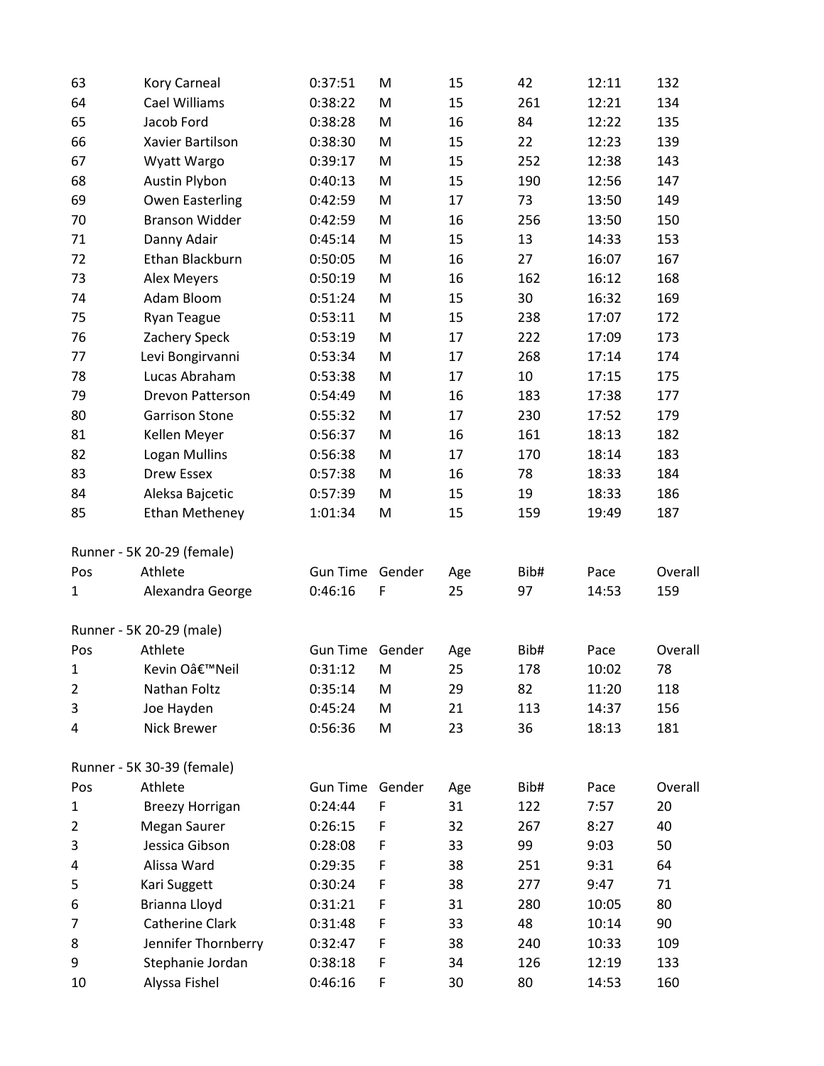| 63 | Kory Carneal | 0:37:51 | M | 15 | 42 | 12:11 | 132 |
|---|---|---|---|---|---|---|---|
| 64 | Cael Williams | 0:38:22 | M | 15 | 261 | 12:21 | 134 |
| 65 | Jacob Ford | 0:38:28 | M | 16 | 84 | 12:22 | 135 |
| 66 | Xavier Bartilson | 0:38:30 | M | 15 | 22 | 12:23 | 139 |
| 67 | Wyatt Wargo | 0:39:17 | M | 15 | 252 | 12:38 | 143 |
| 68 | Austin Plybon | 0:40:13 | M | 15 | 190 | 12:56 | 147 |
| 69 | Owen Easterling | 0:42:59 | M | 17 | 73 | 13:50 | 149 |
| 70 | Branson Widder | 0:42:59 | M | 16 | 256 | 13:50 | 150 |
| 71 | Danny Adair | 0:45:14 | M | 15 | 13 | 14:33 | 153 |
| 72 | Ethan Blackburn | 0:50:05 | M | 16 | 27 | 16:07 | 167 |
| 73 | Alex Meyers | 0:50:19 | M | 16 | 162 | 16:12 | 168 |
| 74 | Adam Bloom | 0:51:24 | M | 15 | 30 | 16:32 | 169 |
| 75 | Ryan Teague | 0:53:11 | M | 15 | 238 | 17:07 | 172 |
| 76 | Zachery Speck | 0:53:19 | M | 17 | 222 | 17:09 | 173 |
| 77 | Levi Bongirvanni | 0:53:34 | M | 17 | 268 | 17:14 | 174 |
| 78 | Lucas Abraham | 0:53:38 | M | 17 | 10 | 17:15 | 175 |
| 79 | Drevon Patterson | 0:54:49 | M | 16 | 183 | 17:38 | 177 |
| 80 | Garrison Stone | 0:55:32 | M | 17 | 230 | 17:52 | 179 |
| 81 | Kellen Meyer | 0:56:37 | M | 16 | 161 | 18:13 | 182 |
| 82 | Logan Mullins | 0:56:38 | M | 17 | 170 | 18:14 | 183 |
| 83 | Drew Essex | 0:57:38 | M | 16 | 78 | 18:33 | 184 |
| 84 | Aleksa Bajcetic | 0:57:39 | M | 15 | 19 | 18:33 | 186 |
| 85 | Ethan Metheney | 1:01:34 | M | 15 | 159 | 19:49 | 187 |

Runner - 5K 20-29 (female)

| Pos | Athlete | Gun Time | Gender | Age | Bib# | Pace | Overall |
|---|---|---|---|---|---|---|---|
| 1 | Alexandra George | 0:46:16 | F | 25 | 97 | 14:53 | 159 |

Runner - 5K 20-29 (male)

| Pos | Athlete | Gun Time | Gender | Age | Bib# | Pace | Overall |
|---|---|---|---|---|---|---|---|
| 1 | Kevin Oâ€™Neil | 0:31:12 | M | 25 | 178 | 10:02 | 78 |
| 2 | Nathan Foltz | 0:35:14 | M | 29 | 82 | 11:20 | 118 |
| 3 | Joe Hayden | 0:45:24 | M | 21 | 113 | 14:37 | 156 |
| 4 | Nick Brewer | 0:56:36 | M | 23 | 36 | 18:13 | 181 |

Runner - 5K 30-39 (female)

| Pos | Athlete | Gun Time | Gender | Age | Bib# | Pace | Overall |
|---|---|---|---|---|---|---|---|
| 1 | Breezy Horrigan | 0:24:44 | F | 31 | 122 | 7:57 | 20 |
| 2 | Megan Saurer | 0:26:15 | F | 32 | 267 | 8:27 | 40 |
| 3 | Jessica Gibson | 0:28:08 | F | 33 | 99 | 9:03 | 50 |
| 4 | Alissa Ward | 0:29:35 | F | 38 | 251 | 9:31 | 64 |
| 5 | Kari Suggett | 0:30:24 | F | 38 | 277 | 9:47 | 71 |
| 6 | Brianna Lloyd | 0:31:21 | F | 31 | 280 | 10:05 | 80 |
| 7 | Catherine Clark | 0:31:48 | F | 33 | 48 | 10:14 | 90 |
| 8 | Jennifer Thornberry | 0:32:47 | F | 38 | 240 | 10:33 | 109 |
| 9 | Stephanie Jordan | 0:38:18 | F | 34 | 126 | 12:19 | 133 |
| 10 | Alyssa Fishel | 0:46:16 | F | 30 | 80 | 14:53 | 160 |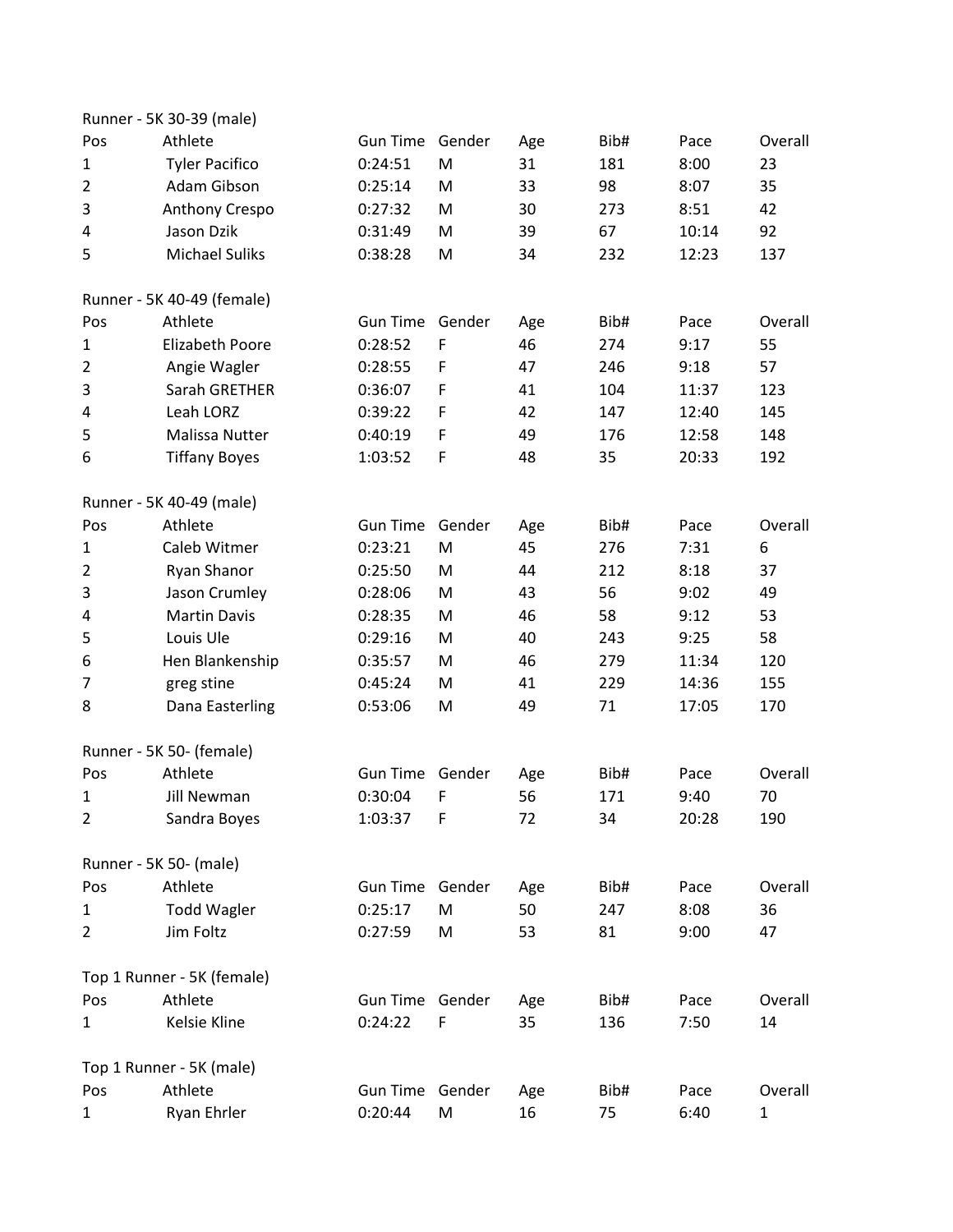Runner - 5K 30-39 (male)

| Pos | Athlete | Gun Time | Gender | Age | Bib# | Pace | Overall |
|---|---|---|---|---|---|---|---|
| 1 | Tyler Pacifico | 0:24:51 | M | 31 | 181 | 8:00 | 23 |
| 2 | Adam Gibson | 0:25:14 | M | 33 | 98 | 8:07 | 35 |
| 3 | Anthony Crespo | 0:27:32 | M | 30 | 273 | 8:51 | 42 |
| 4 | Jason Dzik | 0:31:49 | M | 39 | 67 | 10:14 | 92 |
| 5 | Michael Suliks | 0:38:28 | M | 34 | 232 | 12:23 | 137 |

Runner - 5K 40-49 (female)

| Pos | Athlete | Gun Time | Gender | Age | Bib# | Pace | Overall |
|---|---|---|---|---|---|---|---|
| 1 | Elizabeth Poore | 0:28:52 | F | 46 | 274 | 9:17 | 55 |
| 2 | Angie Wagler | 0:28:55 | F | 47 | 246 | 9:18 | 57 |
| 3 | Sarah GRETHER | 0:36:07 | F | 41 | 104 | 11:37 | 123 |
| 4 | Leah LORZ | 0:39:22 | F | 42 | 147 | 12:40 | 145 |
| 5 | Malissa Nutter | 0:40:19 | F | 49 | 176 | 12:58 | 148 |
| 6 | Tiffany Boyes | 1:03:52 | F | 48 | 35 | 20:33 | 192 |

Runner - 5K 40-49 (male)

| Pos | Athlete | Gun Time | Gender | Age | Bib# | Pace | Overall |
|---|---|---|---|---|---|---|---|
| 1 | Caleb Witmer | 0:23:21 | M | 45 | 276 | 7:31 | 6 |
| 2 | Ryan Shanor | 0:25:50 | M | 44 | 212 | 8:18 | 37 |
| 3 | Jason Crumley | 0:28:06 | M | 43 | 56 | 9:02 | 49 |
| 4 | Martin Davis | 0:28:35 | M | 46 | 58 | 9:12 | 53 |
| 5 | Louis Ule | 0:29:16 | M | 40 | 243 | 9:25 | 58 |
| 6 | Hen Blankenship | 0:35:57 | M | 46 | 279 | 11:34 | 120 |
| 7 | greg stine | 0:45:24 | M | 41 | 229 | 14:36 | 155 |
| 8 | Dana Easterling | 0:53:06 | M | 49 | 71 | 17:05 | 170 |

Runner - 5K 50- (female)

| Pos | Athlete | Gun Time | Gender | Age | Bib# | Pace | Overall |
|---|---|---|---|---|---|---|---|
| 1 | Jill Newman | 0:30:04 | F | 56 | 171 | 9:40 | 70 |
| 2 | Sandra Boyes | 1:03:37 | F | 72 | 34 | 20:28 | 190 |

Runner - 5K 50- (male)

| Pos | Athlete | Gun Time | Gender | Age | Bib# | Pace | Overall |
|---|---|---|---|---|---|---|---|
| 1 | Todd Wagler | 0:25:17 | M | 50 | 247 | 8:08 | 36 |
| 2 | Jim Foltz | 0:27:59 | M | 53 | 81 | 9:00 | 47 |

Top 1 Runner - 5K (female)

| Pos | Athlete | Gun Time | Gender | Age | Bib# | Pace | Overall |
|---|---|---|---|---|---|---|---|
| 1 | Kelsie Kline | 0:24:22 | F | 35 | 136 | 7:50 | 14 |

Top 1 Runner - 5K (male)

| Pos | Athlete | Gun Time | Gender | Age | Bib# | Pace | Overall |
|---|---|---|---|---|---|---|---|
| 1 | Ryan Ehrler | 0:20:44 | M | 16 | 75 | 6:40 | 1 |